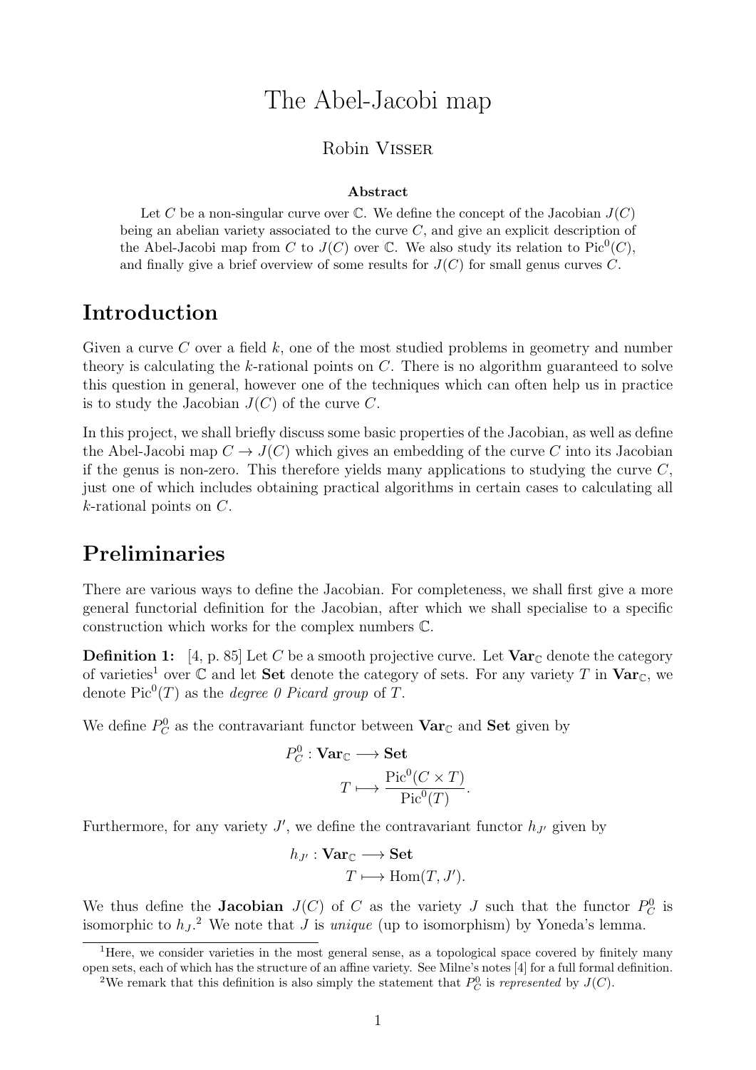# The Abel-Jacobi map

Robin Visser

**Abstract**

Let $C$ be a non-singular curve over $\mathbb{C}$. We define the concept of the Jacobian $J(C)$ being an abelian variety associated to the curve $C$, and give an explicit description of the Abel-Jacobi map from $C$ to $J(C)$ over $\mathbb{C}$. We also study its relation to $\text{Pic}^0(C)$, and finally give a brief overview of some results for $J(C)$ for small genus curves $C$.

## Introduction

Given a curve $C$ over a field $k$, one of the most studied problems in geometry and number theory is calculating the $k$-rational points on $C$. There is no algorithm guaranteed to solve this question in general, however one of the techniques which can often help us in practice is to study the Jacobian $J(C)$ of the curve $C$.

In this project, we shall briefly discuss some basic properties of the Jacobian, as well as define the Abel-Jacobi map $C \to J(C)$ which gives an embedding of the curve $C$ into its Jacobian if the genus is non-zero. This therefore yields many applications to studying the curve $C$, just one of which includes obtaining practical algorithms in certain cases to calculating all $k$-rational points on $C$.

## Preliminaries

There are various ways to define the Jacobian. For completeness, we shall first give a more general functorial definition for the Jacobian, after which we shall specialise to a specific construction which works for the complex numbers $\mathbb{C}$.

**Definition 1:** [4, p. 85] Let $C$ be a smooth projective curve. Let $\mathbf{Var}_{\mathbb{C}}$ denote the category of varieties[1] over $\mathbb{C}$ and let $\mathbf{Set}$ denote the category of sets. For any variety $T$ in $\mathbf{Var}_{\mathbb{C}}$, we denote $\text{Pic}^0(T)$ as the *degree 0 Picard group* of $T$.

We define $P_C^0$ as the contravariant functor between $\mathbf{Var}_{\mathbb{C}}$ and $\mathbf{Set}$ given by

$$\begin{aligned} P_C^0 : \mathbf{Var}_{\mathbb{C}} &\longrightarrow \mathbf{Set} \\ T &\longmapsto \frac{\text{Pic}^0(C \times T)}{\text{Pic}^0(T)}. \end{aligned}$$

Furthermore, for any variety $J'$, we define the contravariant functor $h_{J'}$ given by

$$\begin{aligned} h_{J'} : \mathbf{Var}_{\mathbb{C}} &\longrightarrow \mathbf{Set} \\ T &\longmapsto \text{Hom}(T, J'). \end{aligned}$$

We thus define the **Jacobian** $J(C)$ of $C$ as the variety $J$ such that the functor $P_C^0$ is isomorphic to $h_J$.[2] We note that $J$ is *unique* (up to isomorphism) by Yoneda's lemma.

[1] Here, we consider varieties in the most general sense, as a topological space covered by finitely many open sets, each of which has the structure of an affine variety. See Milne's notes [4] for a full formal definition.

[2] We remark that this definition is also simply the statement that $P_C^0$ is *represented* by $J(C)$.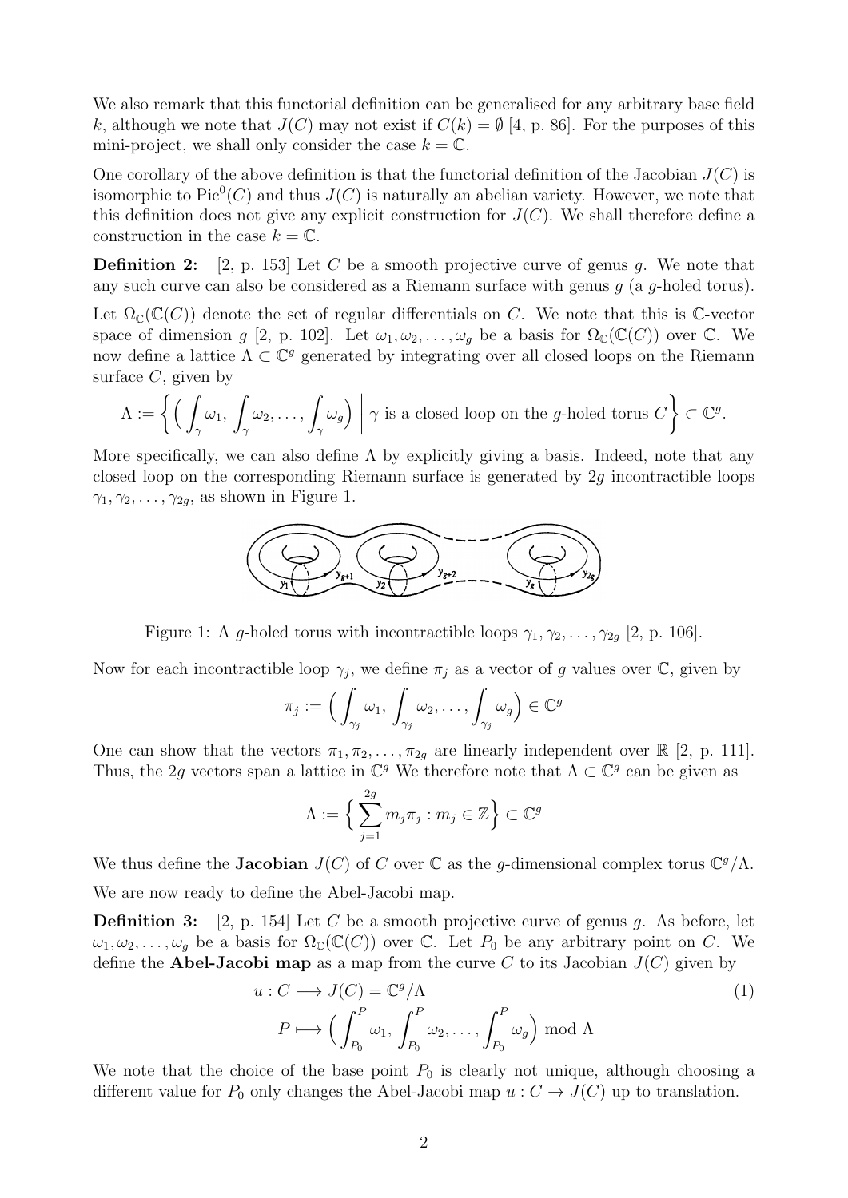We also remark that this functorial definition can be generalised for any arbitrary base field $k$, although we note that $J(C)$ may not exist if $C(k) = \emptyset$ [4, p. 86]. For the purposes of this mini-project, we shall only consider the case $k = \mathbb{C}$.

One corollary of the above definition is that the functorial definition of the Jacobian $J(C)$ is isomorphic to $\mathrm{Pic}^0(C)$ and thus $J(C)$ is naturally an abelian variety. However, we note that this definition does not give any explicit construction for $J(C)$. We shall therefore define a construction in the case $k = \mathbb{C}$.

**Definition 2:** [2, p. 153] Let $C$ be a smooth projective curve of genus $g$. We note that any such curve can also be considered as a Riemann surface with genus $g$ (a $g$-holed torus).

Let $\Omega_{\mathbb{C}}(\mathbb{C}(C))$ denote the set of regular differentials on $C$. We note that this is $\mathbb{C}$-vector space of dimension $g$ [2, p. 102]. Let $\omega_1, \omega_2, \ldots, \omega_g$ be a basis for $\Omega_{\mathbb{C}}(\mathbb{C}(C))$ over $\mathbb{C}$. We now define a lattice $\Lambda \subset \mathbb{C}^g$ generated by integrating over all closed loops on the Riemann surface $C$, given by

$$\Lambda := \left\{ \Big( \int_\gamma \omega_1, \int_\gamma \omega_2, \ldots, \int_\gamma \omega_g \Big) \;\middle|\; \gamma \text{ is a closed loop on the } g\text{-holed torus } C \right\} \subset \mathbb{C}^g.$$

More specifically, we can also define $\Lambda$ by explicitly giving a basis. Indeed, note that any closed loop on the corresponding Riemann surface is generated by $2g$ incontractible loops $\gamma_1, \gamma_2, \ldots, \gamma_{2g}$, as shown in Figure 1.

Figure 1: A $g$-holed torus with incontractible loops $\gamma_1, \gamma_2, \ldots, \gamma_{2g}$ [2, p. 106].

Now for each incontractible loop $\gamma_j$, we define $\pi_j$ as a vector of $g$ values over $\mathbb{C}$, given by

$$\pi_j := \Big( \int_{\gamma_j} \omega_1, \int_{\gamma_j} \omega_2, \ldots, \int_{\gamma_j} \omega_g \Big) \in \mathbb{C}^g$$

One can show that the vectors $\pi_1, \pi_2, \ldots, \pi_{2g}$ are linearly independent over $\mathbb{R}$ [2, p. 111]. Thus, the $2g$ vectors span a lattice in $\mathbb{C}^g$ We therefore note that $\Lambda \subset \mathbb{C}^g$ can be given as

$$\Lambda := \Big\{ \sum_{j=1}^{2g} m_j \pi_j : m_j \in \mathbb{Z} \Big\} \subset \mathbb{C}^g$$

We thus define the **Jacobian** $J(C)$ of $C$ over $\mathbb{C}$ as the $g$-dimensional complex torus $\mathbb{C}^g/\Lambda$.

We are now ready to define the Abel-Jacobi map.

**Definition 3:** [2, p. 154] Let $C$ be a smooth projective curve of genus $g$. As before, let $\omega_1, \omega_2, \ldots, \omega_g$ be a basis for $\Omega_{\mathbb{C}}(\mathbb{C}(C))$ over $\mathbb{C}$. Let $P_0$ be any arbitrary point on $C$. We define the **Abel-Jacobi map** as a map from the curve $C$ to its Jacobian $J(C)$ given by

$$\begin{aligned} u : C &\longrightarrow J(C) = \mathbb{C}^g/\Lambda \\ P &\longmapsto \Big( \int_{P_0}^{P} \omega_1, \int_{P_0}^{P} \omega_2, \ldots, \int_{P_0}^{P} \omega_g \Big) \bmod \Lambda \end{aligned} \tag{1}$$

We note that the choice of the base point $P_0$ is clearly not unique, although choosing a different value for $P_0$ only changes the Abel-Jacobi map $u : C \to J(C)$ up to translation.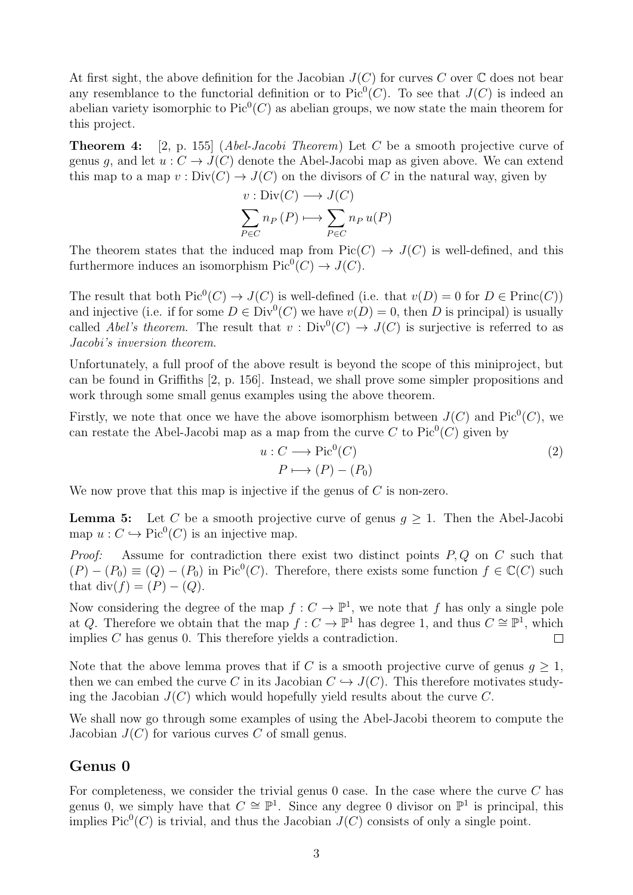At first sight, the above definition for the Jacobian $J(C)$ for curves $C$ over $\mathbb{C}$ does not bear any resemblance to the functorial definition or to $\mathrm{Pic}^0(C)$. To see that $J(C)$ is indeed an abelian variety isomorphic to $\mathrm{Pic}^0(C)$ as abelian groups, we now state the main theorem for this project.

**Theorem 4:** [2, p. 155] (*Abel-Jacobi Theorem*) Let $C$ be a smooth projective curve of genus $g$, and let $u : C \to J(C)$ denote the Abel-Jacobi map as given above. We can extend this map to a map $v : \mathrm{Div}(C) \to J(C)$ on the divisors of $C$ in the natural way, given by

$$
\begin{aligned}
v : \mathrm{Div}(C) &\longrightarrow J(C) \\
\sum_{P \in C} n_P \, (P) &\longmapsto \sum_{P \in C} n_P \, u(P)
\end{aligned}
$$

The theorem states that the induced map from $\mathrm{Pic}(C) \to J(C)$ is well-defined, and this furthermore induces an isomorphism $\mathrm{Pic}^0(C) \to J(C)$.

The result that both $\mathrm{Pic}^0(C) \to J(C)$ is well-defined (i.e. that $v(D) = 0$ for $D \in \mathrm{Princ}(C)$) and injective (i.e. if for some $D \in \mathrm{Div}^0(C)$ we have $v(D) = 0$, then $D$ is principal) is usually called *Abel's theorem*. The result that $v : \mathrm{Div}^0(C) \to J(C)$ is surjective is referred to as *Jacobi's inversion theorem*.

Unfortunately, a full proof of the above result is beyond the scope of this miniproject, but can be found in Griffiths [2, p. 156]. Instead, we shall prove some simpler propositions and work through some small genus examples using the above theorem.

Firstly, we note that once we have the above isomorphism between $J(C)$ and $\mathrm{Pic}^0(C)$, we can restate the Abel-Jacobi map as a map from the curve $C$ to $\mathrm{Pic}^0(C)$ given by

$$
\begin{aligned}
u : C &\longrightarrow \mathrm{Pic}^0(C) \\
P &\longmapsto (P) - (P_0)
\end{aligned}
\tag{2}
$$

We now prove that this map is injective if the genus of $C$ is non-zero.

**Lemma 5:** Let $C$ be a smooth projective curve of genus $g \geq 1$. Then the Abel-Jacobi map $u : C \hookrightarrow \mathrm{Pic}^0(C)$ is an injective map.

*Proof:* Assume for contradiction there exist two distinct points $P, Q$ on $C$ such that $(P) - (P_0) \equiv (Q) - (P_0)$ in $\mathrm{Pic}^0(C)$. Therefore, there exists some function $f \in \mathbb{C}(C)$ such that $\mathrm{div}(f) = (P) - (Q)$.

Now considering the degree of the map $f : C \to \mathbb{P}^1$, we note that $f$ has only a single pole at $Q$. Therefore we obtain that the map $f : C \to \mathbb{P}^1$ has degree 1, and thus $C \cong \mathbb{P}^1$, which implies $C$ has genus 0. This therefore yields a contradiction. □

Note that the above lemma proves that if $C$ is a smooth projective curve of genus $g \geq 1$, then we can embed the curve $C$ in its Jacobian $C \hookrightarrow J(C)$. This therefore motivates studying the Jacobian $J(C)$ which would hopefully yield results about the curve $C$.

We shall now go through some examples of using the Abel-Jacobi theorem to compute the Jacobian $J(C)$ for various curves $C$ of small genus.

## Genus 0

For completeness, we consider the trivial genus 0 case. In the case where the curve $C$ has genus 0, we simply have that $C \cong \mathbb{P}^1$. Since any degree 0 divisor on $\mathbb{P}^1$ is principal, this implies $\mathrm{Pic}^0(C)$ is trivial, and thus the Jacobian $J(C)$ consists of only a single point.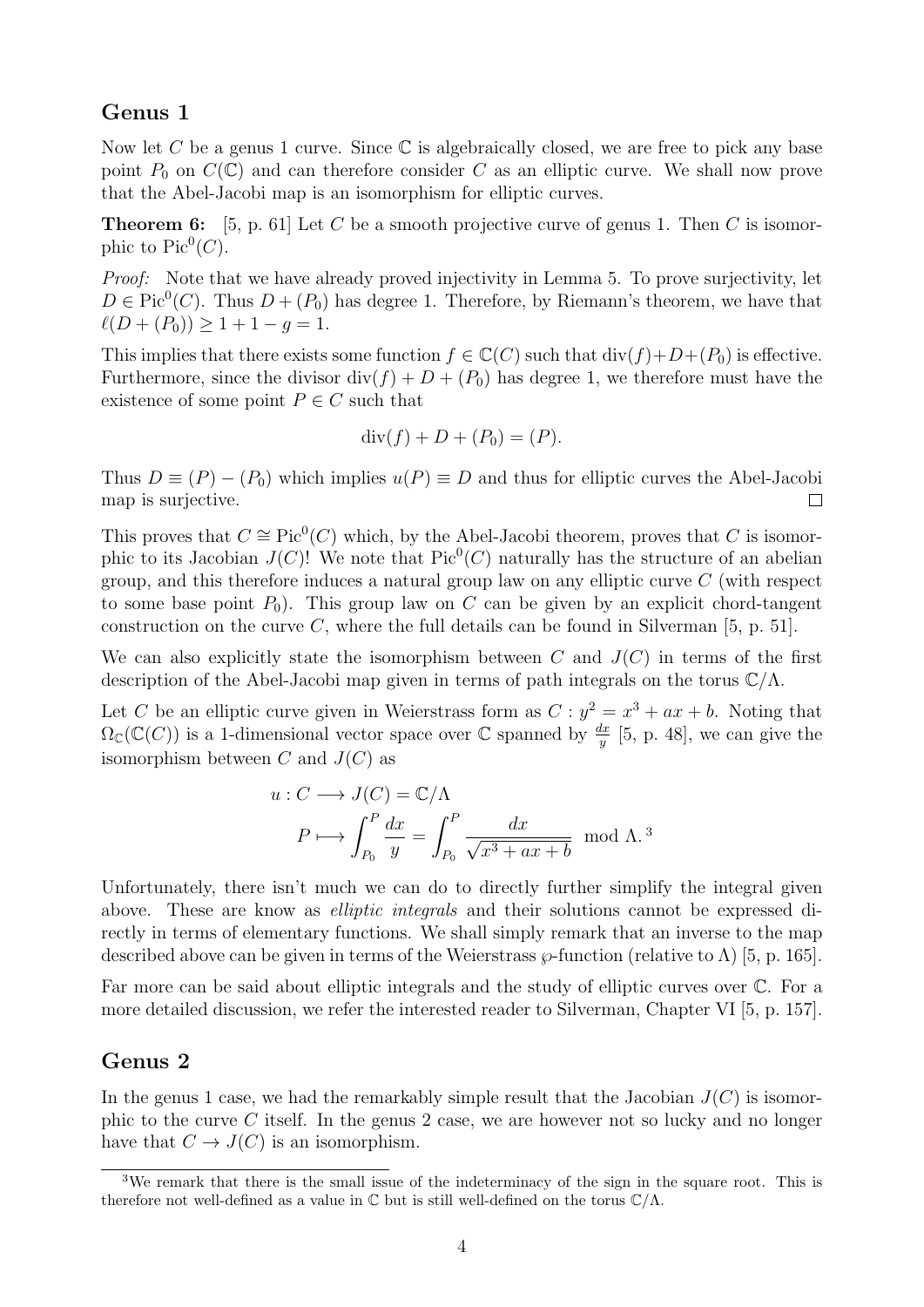## Genus 1

Now let $C$ be a genus 1 curve. Since $\mathbb{C}$ is algebraically closed, we are free to pick any base point $P_0$ on $C(\mathbb{C})$ and can therefore consider $C$ as an elliptic curve. We shall now prove that the Abel-Jacobi map is an isomorphism for elliptic curves.

**Theorem 6:** [5, p. 61] Let $C$ be a smooth projective curve of genus 1. Then $C$ is isomorphic to $\mathrm{Pic}^0(C)$.

*Proof:* Note that we have already proved injectivity in Lemma 5. To prove surjectivity, let $D \in \mathrm{Pic}^0(C)$. Thus $D + (P_0)$ has degree 1. Therefore, by Riemann's theorem, we have that $\ell(D + (P_0)) \geq 1 + 1 - g = 1$.

This implies that there exists some function $f \in \mathbb{C}(C)$ such that $\mathrm{div}(f) + D + (P_0)$ is effective. Furthermore, since the divisor $\mathrm{div}(f) + D + (P_0)$ has degree 1, we therefore must have the existence of some point $P \in C$ such that

$$\mathrm{div}(f) + D + (P_0) = (P).$$

Thus $D \equiv (P) - (P_0)$ which implies $u(P) \equiv D$ and thus for elliptic curves the Abel-Jacobi map is surjective. $\square$

This proves that $C \cong \mathrm{Pic}^0(C)$ which, by the Abel-Jacobi theorem, proves that $C$ is isomorphic to its Jacobian $J(C)$! We note that $\mathrm{Pic}^0(C)$ naturally has the structure of an abelian group, and this therefore induces a natural group law on any elliptic curve $C$ (with respect to some base point $P_0$). This group law on $C$ can be given by an explicit chord-tangent construction on the curve $C$, where the full details can be found in Silverman [5, p. 51].

We can also explicitly state the isomorphism between $C$ and $J(C)$ in terms of the first description of the Abel-Jacobi map given in terms of path integrals on the torus $\mathbb{C}/\Lambda$.

Let $C$ be an elliptic curve given in Weierstrass form as $C : y^2 = x^3 + ax + b$. Noting that $\Omega_{\mathbb{C}}(\mathbb{C}(C))$ is a 1-dimensional vector space over $\mathbb{C}$ spanned by $\frac{dx}{y}$ [5, p. 48], we can give the isomorphism between $C$ and $J(C)$ as

$$\begin{aligned} u : C &\longrightarrow J(C) = \mathbb{C}/\Lambda \\ P &\longmapsto \int_{P_0}^{P} \frac{dx}{y} = \int_{P_0}^{P} \frac{dx}{\sqrt{x^3 + ax + b}} \mod \Lambda.\ ^3 \end{aligned}$$

Unfortunately, there isn't much we can do to directly further simplify the integral given above. These are know as *elliptic integrals* and their solutions cannot be expressed directly in terms of elementary functions. We shall simply remark that an inverse to the map described above can be given in terms of the Weierstrass $\wp$-function (relative to $\Lambda$) [5, p. 165].

Far more can be said about elliptic integrals and the study of elliptic curves over $\mathbb{C}$. For a more detailed discussion, we refer the interested reader to Silverman, Chapter VI [5, p. 157].

## Genus 2

In the genus 1 case, we had the remarkably simple result that the Jacobian $J(C)$ is isomorphic to the curve $C$ itself. In the genus 2 case, we are however not so lucky and no longer have that $C \to J(C)$ is an isomorphism.

[3] We remark that there is the small issue of the indeterminacy of the sign in the square root. This is therefore not well-defined as a value in $\mathbb{C}$ but is still well-defined on the torus $\mathbb{C}/\Lambda$.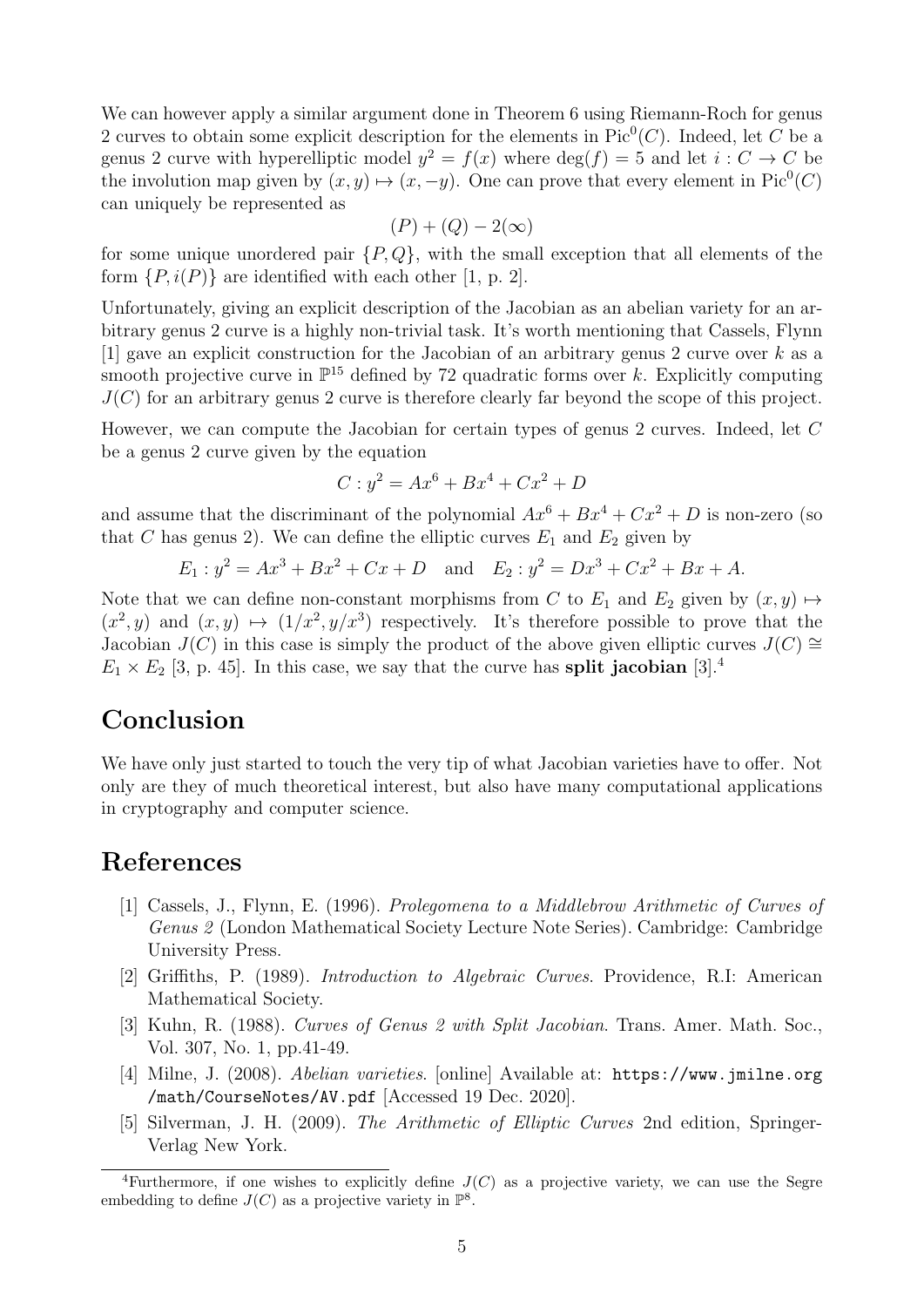We can however apply a similar argument done in Theorem 6 using Riemann-Roch for genus 2 curves to obtain some explicit description for the elements in $\mathrm{Pic}^0(C)$. Indeed, let $C$ be a genus 2 curve with hyperelliptic model $y^2 = f(x)$ where $\deg(f) = 5$ and let $i : C \to C$ be the involution map given by $(x, y) \mapsto (x, -y)$. One can prove that every element in $\mathrm{Pic}^0(C)$ can uniquely be represented as

$$(P) + (Q) - 2(\infty)$$

for some unique unordered pair $\{P, Q\}$, with the small exception that all elements of the form $\{P, i(P)\}$ are identified with each other [1, p. 2].

Unfortunately, giving an explicit description of the Jacobian as an abelian variety for an arbitrary genus 2 curve is a highly non-trivial task. It's worth mentioning that Cassels, Flynn [1] gave an explicit construction for the Jacobian of an arbitrary genus 2 curve over $k$ as a smooth projective curve in $\mathbb{P}^{15}$ defined by 72 quadratic forms over $k$. Explicitly computing $J(C)$ for an arbitrary genus 2 curve is therefore clearly far beyond the scope of this project.

However, we can compute the Jacobian for certain types of genus 2 curves. Indeed, let $C$ be a genus 2 curve given by the equation

$$C : y^2 = Ax^6 + Bx^4 + Cx^2 + D$$

and assume that the discriminant of the polynomial $Ax^6 + Bx^4 + Cx^2 + D$ is non-zero (so that $C$ has genus 2). We can define the elliptic curves $E_1$ and $E_2$ given by

$$E_1 : y^2 = Ax^3 + Bx^2 + Cx + D \quad \text{and} \quad E_2 : y^2 = Dx^3 + Cx^2 + Bx + A.$$

Note that we can define non-constant morphisms from $C$ to $E_1$ and $E_2$ given by $(x, y) \mapsto (x^2, y)$ and $(x, y) \mapsto (1/x^2, y/x^3)$ respectively. It's therefore possible to prove that the Jacobian $J(C)$ in this case is simply the product of the above given elliptic curves $J(C) \cong E_1 \times E_2$ [3, p. 45]. In this case, we say that the curve has **split jacobian** [3].[4]

## Conclusion

We have only just started to touch the very tip of what Jacobian varieties have to offer. Not only are they of much theoretical interest, but also have many computational applications in cryptography and computer science.

## References

[1] Cassels, J., Flynn, E. (1996). *Prolegomena to a Middlebrow Arithmetic of Curves of Genus 2* (London Mathematical Society Lecture Note Series). Cambridge: Cambridge University Press.

[2] Griffiths, P. (1989). *Introduction to Algebraic Curves*. Providence, R.I: American Mathematical Society.

[3] Kuhn, R. (1988). *Curves of Genus 2 with Split Jacobian*. Trans. Amer. Math. Soc., Vol. 307, No. 1, pp.41-49.

[4] Milne, J. (2008). *Abelian varieties*. [online] Available at: `https://www.jmilne.org/math/CourseNotes/AV.pdf` [Accessed 19 Dec. 2020].

[5] Silverman, J. H. (2009). *The Arithmetic of Elliptic Curves* 2nd edition, Springer-Verlag New York.

---

[4] Furthermore, if one wishes to explicitly define $J(C)$ as a projective variety, we can use the Segre embedding to define $J(C)$ as a projective variety in $\mathbb{P}^8$.